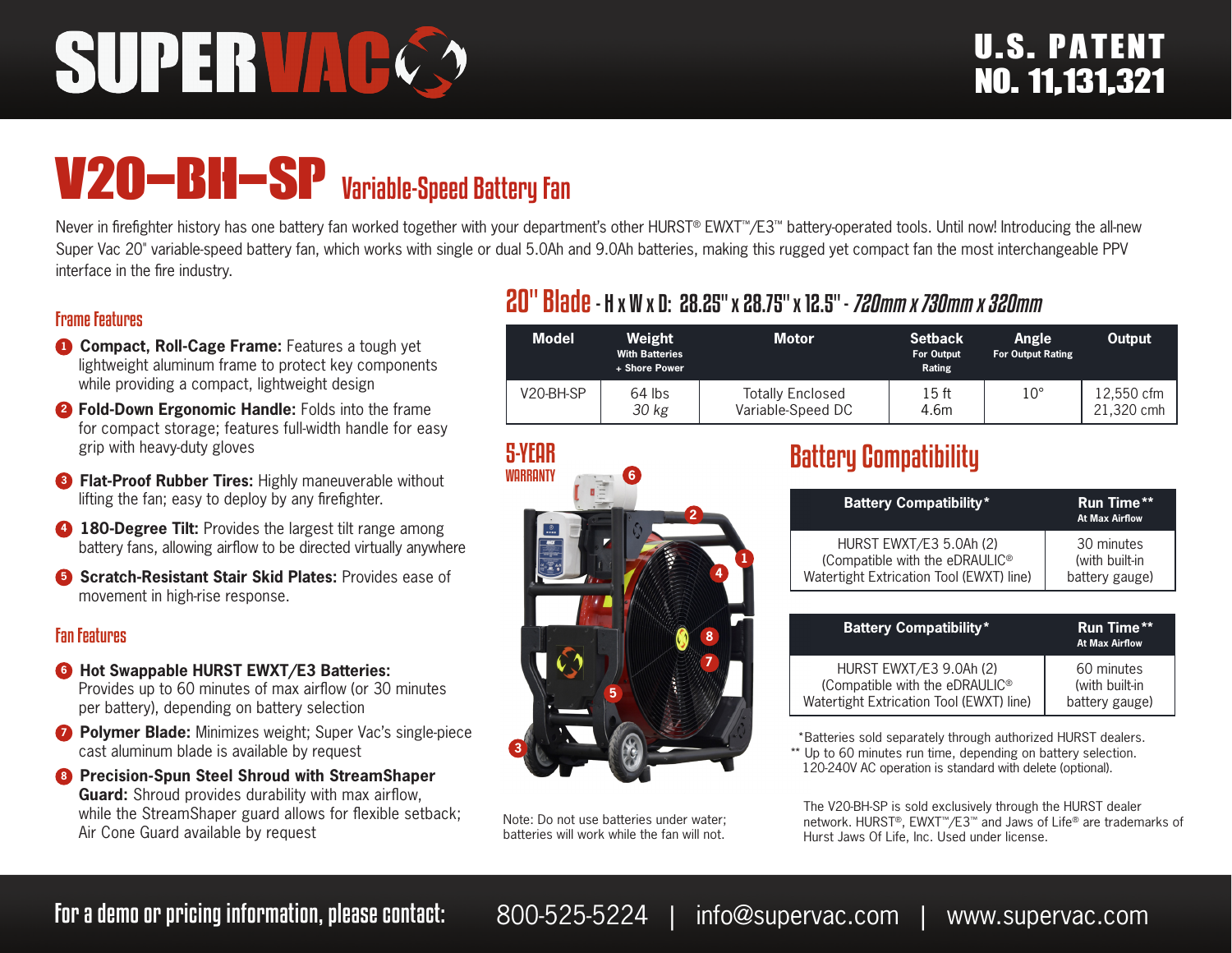# SUPERVAC

U.S. PATENT NO. 11,131,321

# V20-BH-SP Variable-Speed Battery Fan

Never in firefighter history has one battery fan worked together with your department's other HURST® EWXT™/E3™ battery-operated tools. Until now! Introducing the all-new Super Vac 20" variable-speed battery fan, which works with single or dual 5.0Ah and 9.0Ah batteries, making this rugged yet compact fan the most interchangeable PPV interface in the fire industry.

## Frame Features

1. **Compact, Roll-Cage Frame:** Features a tough yet lightweight aluminum frame to protect key components while providing a compact, lightweight design
2. **Fold-Down Ergonomic Handle:** Folds into the frame for compact storage; features full-width handle for easy grip with heavy-duty gloves
3. **Flat-Proof Rubber Tires:** Highly maneuverable without lifting the fan; easy to deploy by any firefighter.
4. **180-Degree Tilt:** Provides the largest tilt range among battery fans, allowing airflow to be directed virtually anywhere
5. **Scratch-Resistant Stair Skid Plates:** Provides ease of movement in high-rise response.

## Fan Features

6. **Hot Swappable HURST EWXT/E3 Batteries:** Provides up to 60 minutes of max airflow (or 30 minutes per battery), depending on battery selection
7. **Polymer Blade:** Minimizes weight; Super Vac's single-piece cast aluminum blade is available by request
8. **Precision-Spun Steel Shroud with StreamShaper Guard:** Shroud provides durability with max airflow, while the StreamShaper guard allows for flexible setback; Air Cone Guard available by request

## 20" Blade - H x W x D: 28.25" x 28.75" x 12.5" - *720mm x 730mm x 320mm*

| Model | Weight With Batteries + Shore Power | Motor | Setback For Output Rating | Angle For Output Rating | Output |
|---|---|---|---|---|---|
| V20-BH-SP | 64 lbs *30 kg* | Totally Enclosed Variable-Speed DC | 15 ft 4.6m | 10° | 12,550 cfm 21,320 cmh |

5-YEAR WARRANTY

Note: Do not use batteries under water; batteries will work while the fan will not.

## Battery Compatibility

| Battery Compatibility* | Run Time** At Max Airflow |
|---|---|
| HURST EWXT/E3 5.0Ah (2) (Compatible with the eDRAULIC® Watertight Extrication Tool (EWXT) line) | 30 minutes (with built-in battery gauge) |

| Battery Compatibility* | Run Time** At Max Airflow |
|---|---|
| HURST EWXT/E3 9.0Ah (2) (Compatible with the eDRAULIC® Watertight Extrication Tool (EWXT) line) | 60 minutes (with built-in battery gauge) |

*Batteries sold separately through authorized HURST dealers.
** Up to 60 minutes run time, depending on battery selection. 120-240V AC operation is standard with delete (optional).

The V20-BH-SP is sold exclusively through the HURST dealer network. HURST®, EWXT™/E3™ and Jaws of Life® are trademarks of Hurst Jaws Of Life, Inc. Used under license.

**For a demo or pricing information, please contact:** 800-525-5224 | info@supervac.com | www.supervac.com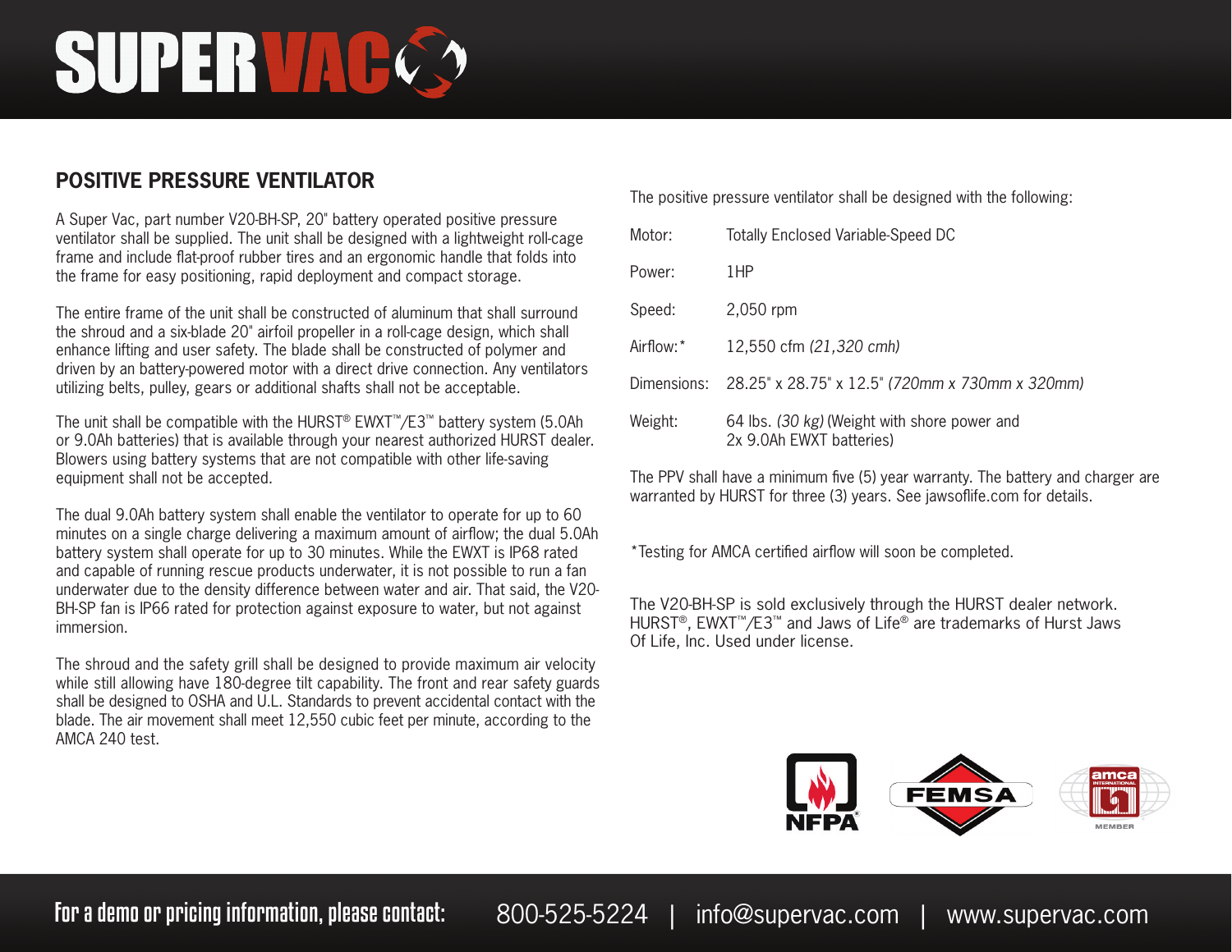# SUPERVAC

## POSITIVE PRESSURE VENTILATOR

A Super Vac, part number V20-BH-SP, 20" battery operated positive pressure ventilator shall be supplied. The unit shall be designed with a lightweight roll-cage frame and include flat-proof rubber tires and an ergonomic handle that folds into the frame for easy positioning, rapid deployment and compact storage.

The entire frame of the unit shall be constructed of aluminum that shall surround the shroud and a six-blade 20" airfoil propeller in a roll-cage design, which shall enhance lifting and user safety. The blade shall be constructed of polymer and driven by an battery-powered motor with a direct drive connection. Any ventilators utilizing belts, pulley, gears or additional shafts shall not be acceptable.

The unit shall be compatible with the HURST® EWXT™/E3™ battery system (5.0Ah or 9.0Ah batteries) that is available through your nearest authorized HURST dealer. Blowers using battery systems that are not compatible with other life-saving equipment shall not be accepted.

The dual 9.0Ah battery system shall enable the ventilator to operate for up to 60 minutes on a single charge delivering a maximum amount of airflow; the dual 5.0Ah battery system shall operate for up to 30 minutes. While the EWXT is IP68 rated and capable of running rescue products underwater, it is not possible to run a fan underwater due to the density difference between water and air. That said, the V20-BH-SP fan is IP66 rated for protection against exposure to water, but not against immersion.

The shroud and the safety grill shall be designed to provide maximum air velocity while still allowing have 180-degree tilt capability. The front and rear safety guards shall be designed to OSHA and U.L. Standards to prevent accidental contact with the blade. The air movement shall meet 12,550 cubic feet per minute, according to the AMCA 240 test.

The positive pressure ventilator shall be designed with the following:

| | |
|---|---|
| Motor: | Totally Enclosed Variable-Speed DC |
| Power: | 1HP |
| Speed: | 2,050 rpm |
| Airflow:* | 12,550 cfm *(21,320 cmh)* |
| Dimensions: | 28.25" x 28.75" x 12.5" *(720mm x 730mm x 320mm)* |
| Weight: | 64 lbs. *(30 kg)* (Weight with shore power and 2x 9.0Ah EWXT batteries) |

The PPV shall have a minimum five (5) year warranty. The battery and charger are warranted by HURST for three (3) years. See jawsoflife.com for details.

*Testing for AMCA certified airflow will soon be completed.

The V20-BH-SP is sold exclusively through the HURST dealer network. HURST®, EWXT™/E3™ and Jaws of Life® are trademarks of Hurst Jaws Of Life, Inc. Used under license.

NFPA FEMSA amca INTERNATIONAL MEMBER

**For a demo or pricing information, please contact:** 800-525-5224 | info@supervac.com | www.supervac.com